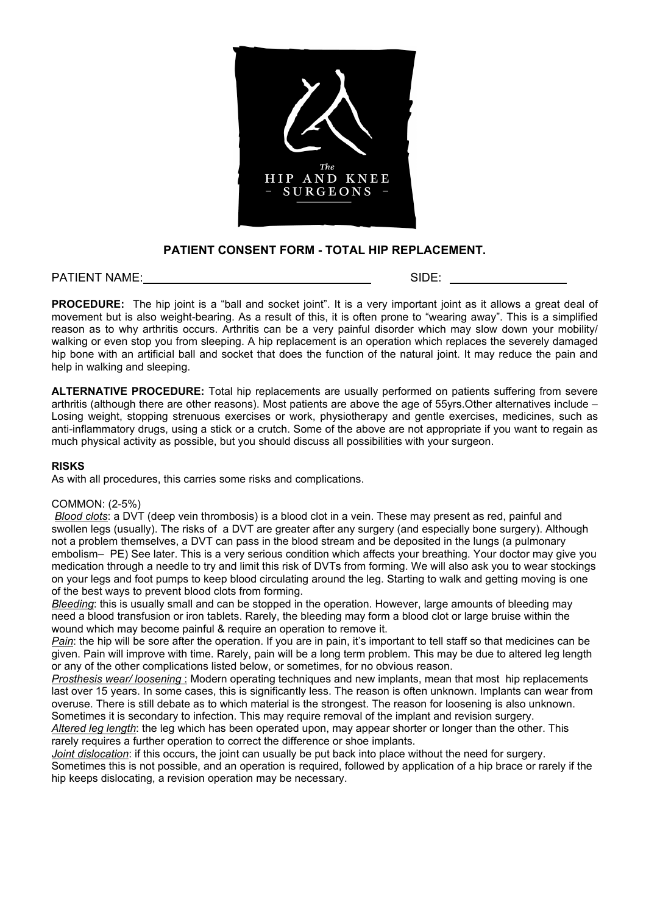The HIP AND KNEE SURGEONS

## PATIENT CONSENT FORM - TOTAL HIP REPLACEMENT.

PATIENT NAME: ____________________________________ SIDE: __________________

**PROCEDURE:** The hip joint is a "ball and socket joint". It is a very important joint as it allows a great deal of movement but is also weight-bearing. As a result of this, it is often prone to "wearing away". This is a simplified reason as to why arthritis occurs. Arthritis can be a very painful disorder which may slow down your mobility/ walking or even stop you from sleeping. A hip replacement is an operation which replaces the severely damaged hip bone with an artificial ball and socket that does the function of the natural joint. It may reduce the pain and help in walking and sleeping.

**ALTERNATIVE PROCEDURE:** Total hip replacements are usually performed on patients suffering from severe arthritis (although there are other reasons). Most patients are above the age of 55yrs.Other alternatives include – Losing weight, stopping strenuous exercises or work, physiotherapy and gentle exercises, medicines, such as anti-inflammatory drugs, using a stick or a crutch. Some of the above are not appropriate if you want to regain as much physical activity as possible, but you should discuss all possibilities with your surgeon.

**RISKS**

As with all procedures, this carries some risks and complications.

COMMON: (2-5%)

*Blood clots*: a DVT (deep vein thrombosis) is a blood clot in a vein. These may present as red, painful and swollen legs (usually). The risks of a DVT are greater after any surgery (and especially bone surgery). Although not a problem themselves, a DVT can pass in the blood stream and be deposited in the lungs (a pulmonary embolism– PE) See later. This is a very serious condition which affects your breathing. Your doctor may give you medication through a needle to try and limit this risk of DVTs from forming. We will also ask you to wear stockings on your legs and foot pumps to keep blood circulating around the leg. Starting to walk and getting moving is one of the best ways to prevent blood clots from forming.

*Bleeding*: this is usually small and can be stopped in the operation. However, large amounts of bleeding may need a blood transfusion or iron tablets. Rarely, the bleeding may form a blood clot or large bruise within the wound which may become painful & require an operation to remove it.

*Pain*: the hip will be sore after the operation. If you are in pain, it's important to tell staff so that medicines can be given. Pain will improve with time. Rarely, pain will be a long term problem. This may be due to altered leg length or any of the other complications listed below, or sometimes, for no obvious reason.

*Prosthesis wear/ loosening* : Modern operating techniques and new implants, mean that most hip replacements last over 15 years. In some cases, this is significantly less. The reason is often unknown. Implants can wear from overuse. There is still debate as to which material is the strongest. The reason for loosening is also unknown. Sometimes it is secondary to infection. This may require removal of the implant and revision surgery.

*Altered leg length*: the leg which has been operated upon, may appear shorter or longer than the other. This rarely requires a further operation to correct the difference or shoe implants.

*Joint dislocation*: if this occurs, the joint can usually be put back into place without the need for surgery. Sometimes this is not possible, and an operation is required, followed by application of a hip brace or rarely if the hip keeps dislocating, a revision operation may be necessary.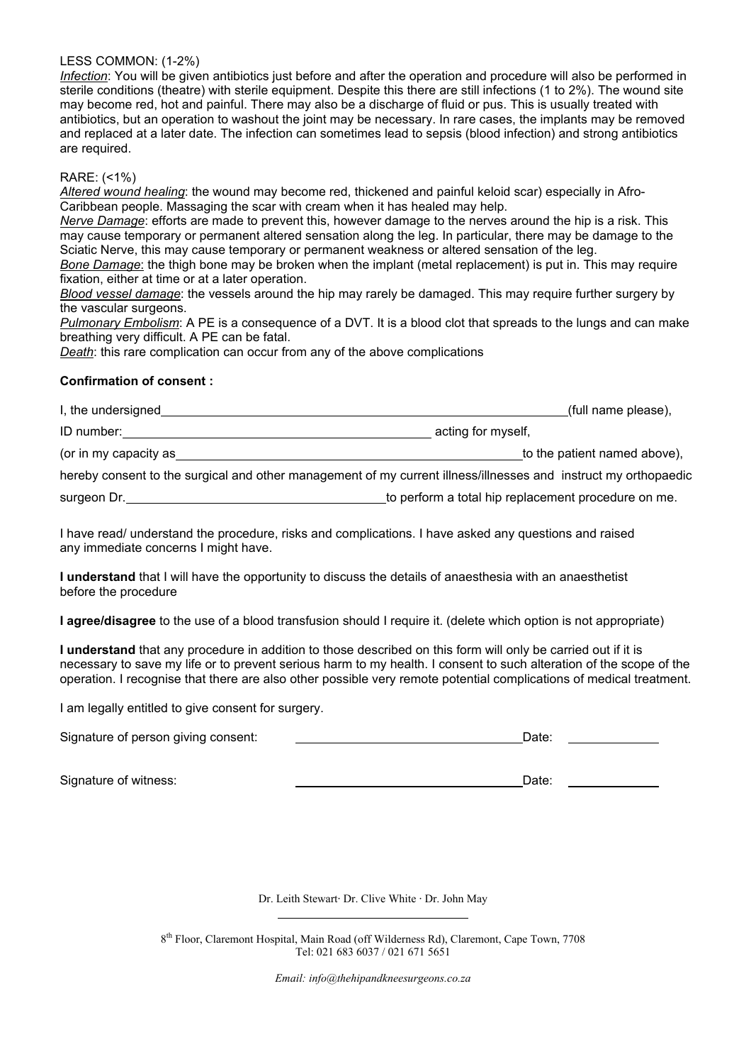LESS COMMON: (1-2%)

*Infection*: You will be given antibiotics just before and after the operation and procedure will also be performed in sterile conditions (theatre) with sterile equipment. Despite this there are still infections (1 to 2%). The wound site may become red, hot and painful. There may also be a discharge of fluid or pus. This is usually treated with antibiotics, but an operation to washout the joint may be necessary. In rare cases, the implants may be removed and replaced at a later date. The infection can sometimes lead to sepsis (blood infection) and strong antibiotics are required.

RARE: (<1%)

*Altered wound healing*: the wound may become red, thickened and painful keloid scar) especially in Afro-Caribbean people. Massaging the scar with cream when it has healed may help.

*Nerve Damage*: efforts are made to prevent this, however damage to the nerves around the hip is a risk. This may cause temporary or permanent altered sensation along the leg. In particular, there may be damage to the Sciatic Nerve, this may cause temporary or permanent weakness or altered sensation of the leg.

*Bone Damage*: the thigh bone may be broken when the implant (metal replacement) is put in. This may require fixation, either at time or at a later operation.

*Blood vessel damage*: the vessels around the hip may rarely be damaged. This may require further surgery by the vascular surgeons.

*Pulmonary Embolism*: A PE is a consequence of a DVT. It is a blood clot that spreads to the lungs and can make breathing very difficult. A PE can be fatal.

*Death*: this rare complication can occur from any of the above complications

**Confirmation of consent :**

I, the undersigned\_\_\_\_\_\_\_\_\_\_\_\_\_\_\_\_\_\_\_\_\_\_\_\_\_\_\_\_\_\_\_\_\_\_\_\_\_\_\_\_\_\_\_\_(full name please),

ID number:\_\_\_\_\_\_\_\_\_\_\_\_\_\_\_\_\_\_\_\_\_\_\_\_\_\_\_\_\_\_\_\_ acting for myself,

(or in my capacity as\_\_\_\_\_\_\_\_\_\_\_\_\_\_\_\_\_\_\_\_\_\_\_\_\_\_\_\_\_\_\_\_\_\_\_\_to the patient named above),

hereby consent to the surgical and other management of my current illness/illnesses and instruct my orthopaedic surgeon Dr.\_\_\_\_\_\_\_\_\_\_\_\_\_\_\_\_\_\_\_\_\_\_\_\_\_\_\_to perform a total hip replacement procedure on me.

I have read/ understand the procedure, risks and complications. I have asked any questions and raised any immediate concerns I might have.

**I understand** that I will have the opportunity to discuss the details of anaesthesia with an anaesthetist before the procedure

**I agree/disagree** to the use of a blood transfusion should I require it. (delete which option is not appropriate)

**I understand** that any procedure in addition to those described on this form will only be carried out if it is necessary to save my life or to prevent serious harm to my health. I consent to such alteration of the scope of the operation. I recognise that there are also other possible very remote potential complications of medical treatment.

I am legally entitled to give consent for surgery.

Signature of person giving consent: \_\_\_\_\_\_\_\_\_\_\_\_\_\_\_\_\_\_\_\_\_\_\_\_\_\_\_\_Date: \_\_\_\_\_\_\_\_\_\_

Signature of witness: \_\_\_\_\_\_\_\_\_\_\_\_\_\_\_\_\_\_\_\_\_\_\_\_\_\_\_\_Date: \_\_\_\_\_\_\_\_\_\_

Dr. Leith Stewart· Dr. Clive White · Dr. John May

8th Floor, Claremont Hospital, Main Road (off Wilderness Rd), Claremont, Cape Town, 7708
Tel: 021 683 6037 / 021 671 5651

*Email: info@thehipandkneesurgeons.co.za*